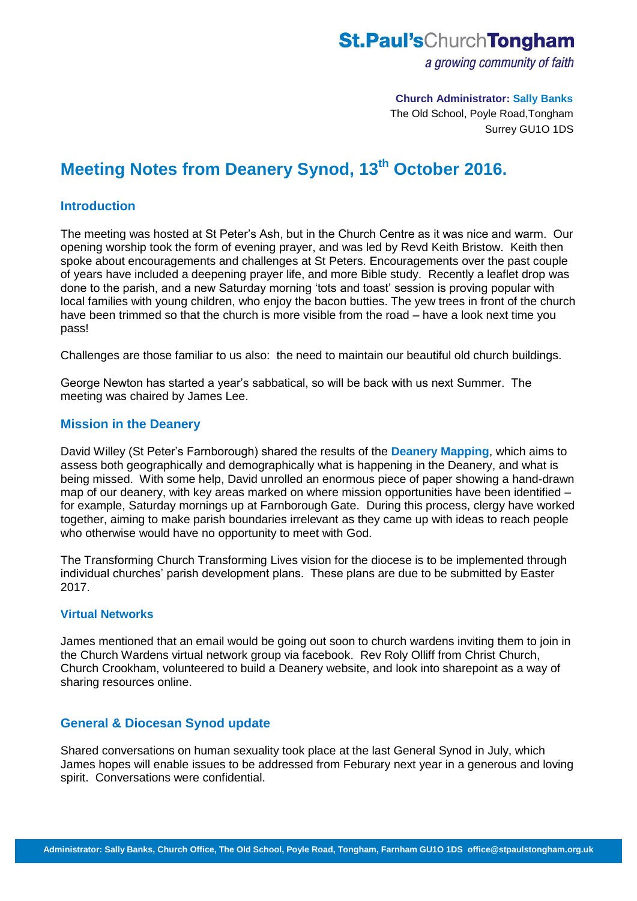# St.Paul'sChurchTongham

*a growing community of faith*

**Church Administrator: Sally Banks**
The Old School, Poyle Road,Tongham
Surrey GU1O 1DS

# Meeting Notes from Deanery Synod, 13th October 2016.

## Introduction

The meeting was hosted at St Peter's Ash, but in the Church Centre as it was nice and warm. Our opening worship took the form of evening prayer, and was led by Revd Keith Bristow. Keith then spoke about encouragements and challenges at St Peters. Encouragements over the past couple of years have included a deepening prayer life, and more Bible study. Recently a leaflet drop was done to the parish, and a new Saturday morning 'tots and toast' session is proving popular with local families with young children, who enjoy the bacon butties. The yew trees in front of the church have been trimmed so that the church is more visible from the road – have a look next time you pass!

Challenges are those familiar to us also: the need to maintain our beautiful old church buildings.

George Newton has started a year's sabbatical, so will be back with us next Summer. The meeting was chaired by James Lee.

## Mission in the Deanery

David Willey (St Peter's Farnborough) shared the results of the **Deanery Mapping**, which aims to assess both geographically and demographically what is happening in the Deanery, and what is being missed. With some help, David unrolled an enormous piece of paper showing a hand-drawn map of our deanery, with key areas marked on where mission opportunities have been identified – for example, Saturday mornings up at Farnborough Gate. During this process, clergy have worked together, aiming to make parish boundaries irrelevant as they came up with ideas to reach people who otherwise would have no opportunity to meet with God.

The Transforming Church Transforming Lives vision for the diocese is to be implemented through individual churches' parish development plans. These plans are due to be submitted by Easter 2017.

### Virtual Networks

James mentioned that an email would be going out soon to church wardens inviting them to join in the Church Wardens virtual network group via facebook. Rev Roly Olliff from Christ Church, Church Crookham, volunteered to build a Deanery website, and look into sharepoint as a way of sharing resources online.

## General & Diocesan Synod update

Shared conversations on human sexuality took place at the last General Synod in July, which James hopes will enable issues to be addressed from Feburary next year in a generous and loving spirit. Conversations were confidential.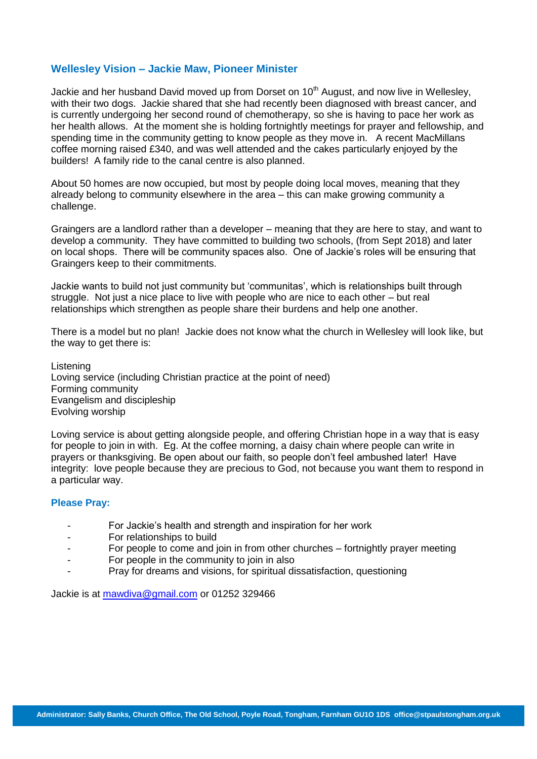## Wellesley Vision – Jackie Maw, Pioneer Minister

Jackie and her husband David moved up from Dorset on 10th August, and now live in Wellesley, with their two dogs. Jackie shared that she had recently been diagnosed with breast cancer, and is currently undergoing her second round of chemotherapy, so she is having to pace her work as her health allows. At the moment she is holding fortnightly meetings for prayer and fellowship, and spending time in the community getting to know people as they move in. A recent MacMillans coffee morning raised £340, and was well attended and the cakes particularly enjoyed by the builders! A family ride to the canal centre is also planned.

About 50 homes are now occupied, but most by people doing local moves, meaning that they already belong to community elsewhere in the area – this can make growing community a challenge.

Graingers are a landlord rather than a developer – meaning that they are here to stay, and want to develop a community. They have committed to building two schools, (from Sept 2018) and later on local shops. There will be community spaces also. One of Jackie's roles will be ensuring that Graingers keep to their commitments.

Jackie wants to build not just community but 'communitas', which is relationships built through struggle. Not just a nice place to live with people who are nice to each other – but real relationships which strengthen as people share their burdens and help one another.

There is a model but no plan! Jackie does not know what the church in Wellesley will look like, but the way to get there is:

Listening  
Loving service (including Christian practice at the point of need)  
Forming community  
Evangelism and discipleship  
Evolving worship

Loving service is about getting alongside people, and offering Christian hope in a way that is easy for people to join in with. Eg. At the coffee morning, a daisy chain where people can write in prayers or thanksgiving. Be open about our faith, so people don't feel ambushed later! Have integrity: love people because they are precious to God, not because you want them to respond in a particular way.

### Please Pray:

- For Jackie's health and strength and inspiration for her work
- For relationships to build
- For people to come and join in from other churches – fortnightly prayer meeting
- For people in the community to join in also
- Pray for dreams and visions, for spiritual dissatisfaction, questioning

Jackie is at mawdiva@gmail.com or 01252 329466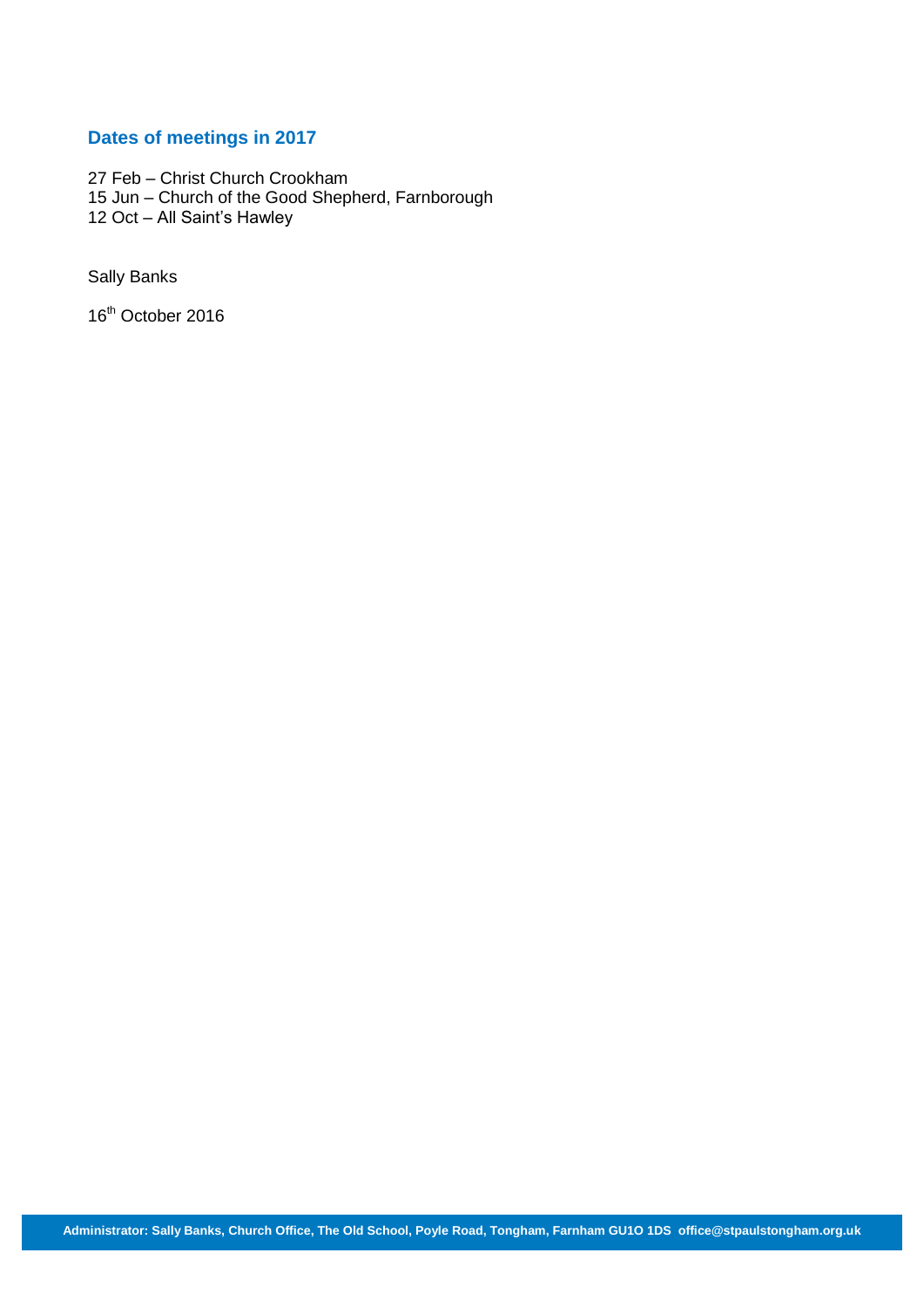## Dates of meetings in 2017

27 Feb – Christ Church Crookham
15 Jun – Church of the Good Shepherd, Farnborough
12 Oct – All Saint's Hawley

Sally Banks

16th October 2016